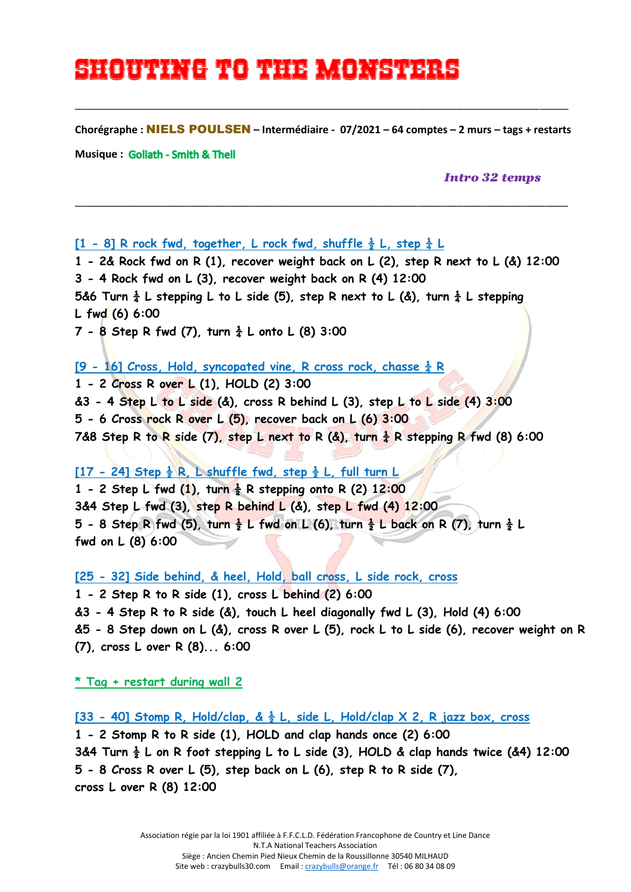# SHOUTING TO THE MONSTERS

---

**Chorégraphe : NIELS POULSEN – Intermédiaire - 07/2021 – 64 comptes – 2 murs – tags + restarts**

**Musique : Goliath - Smith & Thell**

*Intro 32 temps*

---

**[1 - 8] R rock fwd, together, L rock fwd, shuffle ½ L, step ¼ L**

1 - 2& Rock fwd on R (1), recover weight back on L (2), step R next to L (&) 12:00
3 - 4 Rock fwd on L (3), recover weight back on R (4) 12:00
5&6 Turn ¼ L stepping L to L side (5), step R next to L (&), turn ¼ L stepping L fwd (6) 6:00
7 - 8 Step R fwd (7), turn ¼ L onto L (8) 3:00

**[9 - 16] Cross, Hold, syncopated vine, R cross rock, chasse ¼ R**

1 - 2 Cross R over L (1), HOLD (2) 3:00
&3 - 4 Step L to L side (&), cross R behind L (3), step L to L side (4) 3:00
5 - 6 Cross rock R over L (5), recover back on L (6) 3:00
7&8 Step R to R side (7), step L next to R (&), turn ¼ R stepping R fwd (8) 6:00

**[17 - 24] Step ½ R, L shuffle fwd, step ½ L, full turn L**

1 - 2 Step L fwd (1), turn ½ R stepping onto R (2) 12:00
3&4 Step L fwd (3), step R behind L (&), step L fwd (4) 12:00
5 - 8 Step R fwd (5), turn ½ L fwd on L (6), turn ½ L back on R (7), turn ½ L fwd on L (8) 6:00

**[25 - 32] Side behind, & heel, Hold, ball cross, L side rock, cross**

1 - 2 Step R to R side (1), cross L behind (2) 6:00
&3 - 4 Step R to R side (&), touch L heel diagonally fwd L (3), Hold (4) 6:00
&5 - 8 Step down on L (&), cross R over L (5), rock L to L side (6), recover weight on R (7), cross L over R (8)... 6:00

*** Tag + restart during wall 2**

**[33 - 40] Stomp R, Hold/clap, & ½ L, side L, Hold/clap X 2, R jazz box, cross**

1 - 2 Stomp R to R side (1), HOLD and clap hands once (2) 6:00
3&4 Turn ½ L on R foot stepping L to L side (3), HOLD & clap hands twice (&4) 12:00
5 - 8 Cross R over L (5), step back on L (6), step R to R side (7), cross L over R (8) 12:00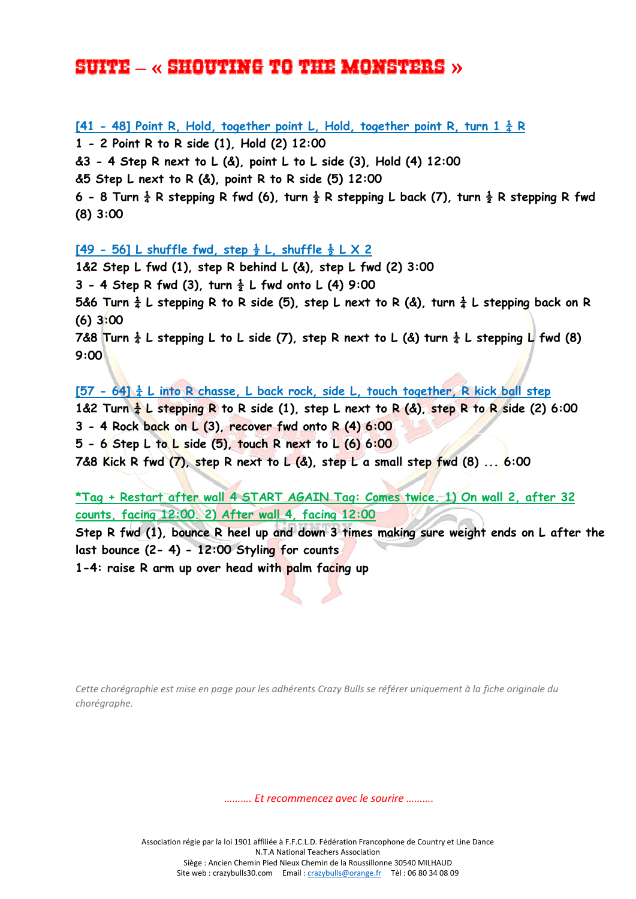# SUITE – « SHOUTING TO THE MONSTERS »

**[41 - 48] Point R, Hold, together point L, Hold, together point R, turn 1 ¾ R**

**1 - 2 Point R to R side (1), Hold (2) 12:00**

**&3 - 4 Step R next to L (&), point L to L side (3), Hold (4) 12:00**

**&5 Step L next to R (&), point R to R side (5) 12:00**

**6 - 8 Turn ¼ R stepping R fwd (6), turn ½ R stepping L back (7), turn ½ R stepping R fwd (8) 3:00**

**[49 - 56] L shuffle fwd, step ½ L, shuffle ½ L X 2**

**1&2 Step L fwd (1), step R behind L (&), step L fwd (2) 3:00**

**3 - 4 Step R fwd (3), turn ½ L fwd onto L (4) 9:00**

**5&6 Turn ¼ L stepping R to R side (5), step L next to R (&), turn ¼ L stepping back on R (6) 3:00**

**7&8 Turn ¼ L stepping L to L side (7), step R next to L (&) turn ¼ L stepping L fwd (8) 9:00**

**[57 - 64] ¼ L into R chasse, L back rock, side L, touch together, R kick ball step**

**1&2 Turn ¼ L stepping R to R side (1), step L next to R (&), step R to R side (2) 6:00**

**3 - 4 Rock back on L (3), recover fwd onto R (4) 6:00**

**5 - 6 Step L to L side (5), touch R next to L (6) 6:00**

**7&8 Kick R fwd (7), step R next to L (&), step L a small step fwd (8) ... 6:00**

**\*Tag + Restart after wall 4 START AGAIN Tag: Comes twice. 1) On wall 2, after 32 counts, facing 12:00. 2) After wall 4, facing 12:00**

**Step R fwd (1), bounce R heel up and down 3 times making sure weight ends on L after the last bounce (2- 4) - 12:00 Styling for counts**

**1-4: raise R arm up over head with palm facing up**

*Cette chorégraphie est mise en page pour les adhérents Crazy Bulls se référer uniquement à la fiche originale du chorégraphe.*

*………. Et recommencez avec le sourire ……….*

Association régie par la loi 1901 affiliée à F.F.C.L.D. Fédération Francophone de Country et Line Dance
N.T.A National Teachers Association
Siège : Ancien Chemin Pied Nieux Chemin de la Roussillonne 30540 MILHAUD
Site web : crazybulls30.com Email : crazybulls@orange.fr Tél : 06 80 34 08 09